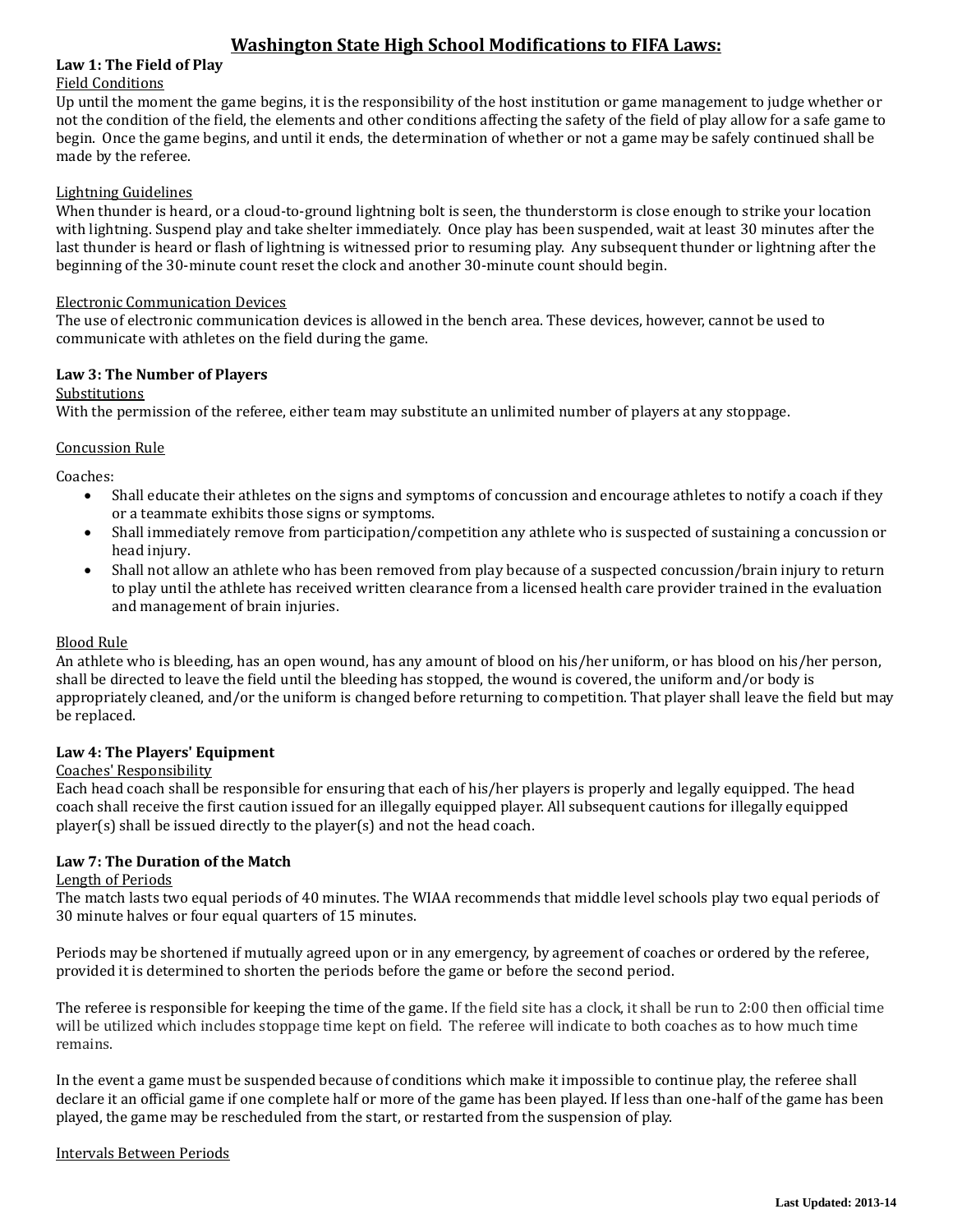# Washington State High School Modifications to FIFA Laws:

### Law 1: The Field of Play

Field Conditions

Up until the moment the game begins, it is the responsibility of the host institution or game management to judge whether or not the condition of the field, the elements and other conditions affecting the safety of the field of play allow for a safe game to begin. Once the game begins, and until it ends, the determination of whether or not a game may be safely continued shall be made by the referee.

Lightning Guidelines

When thunder is heard, or a cloud-to-ground lightning bolt is seen, the thunderstorm is close enough to strike your location with lightning. Suspend play and take shelter immediately. Once play has been suspended, wait at least 30 minutes after the last thunder is heard or flash of lightning is witnessed prior to resuming play. Any subsequent thunder or lightning after the beginning of the 30-minute count reset the clock and another 30-minute count should begin.

Electronic Communication Devices

The use of electronic communication devices is allowed in the bench area. These devices, however, cannot be used to communicate with athletes on the field during the game.

### Law 3: The Number of Players

Substitutions

With the permission of the referee, either team may substitute an unlimited number of players at any stoppage.

Concussion Rule

Coaches:

- Shall educate their athletes on the signs and symptoms of concussion and encourage athletes to notify a coach if they or a teammate exhibits those signs or symptoms.
- Shall immediately remove from participation/competition any athlete who is suspected of sustaining a concussion or head injury.
- Shall not allow an athlete who has been removed from play because of a suspected concussion/brain injury to return to play until the athlete has received written clearance from a licensed health care provider trained in the evaluation and management of brain injuries.

Blood Rule

An athlete who is bleeding, has an open wound, has any amount of blood on his/her uniform, or has blood on his/her person, shall be directed to leave the field until the bleeding has stopped, the wound is covered, the uniform and/or body is appropriately cleaned, and/or the uniform is changed before returning to competition. That player shall leave the field but may be replaced.

### Law 4: The Players' Equipment

Coaches' Responsibility

Each head coach shall be responsible for ensuring that each of his/her players is properly and legally equipped. The head coach shall receive the first caution issued for an illegally equipped player. All subsequent cautions for illegally equipped player(s) shall be issued directly to the player(s) and not the head coach.

### Law 7: The Duration of the Match

Length of Periods

The match lasts two equal periods of 40 minutes. The WIAA recommends that middle level schools play two equal periods of 30 minute halves or four equal quarters of 15 minutes.

Periods may be shortened if mutually agreed upon or in any emergency, by agreement of coaches or ordered by the referee, provided it is determined to shorten the periods before the game or before the second period.

The referee is responsible for keeping the time of the game. If the field site has a clock, it shall be run to 2:00 then official time will be utilized which includes stoppage time kept on field. The referee will indicate to both coaches as to how much time remains.

In the event a game must be suspended because of conditions which make it impossible to continue play, the referee shall declare it an official game if one complete half or more of the game has been played. If less than one-half of the game has been played, the game may be rescheduled from the start, or restarted from the suspension of play.

Intervals Between Periods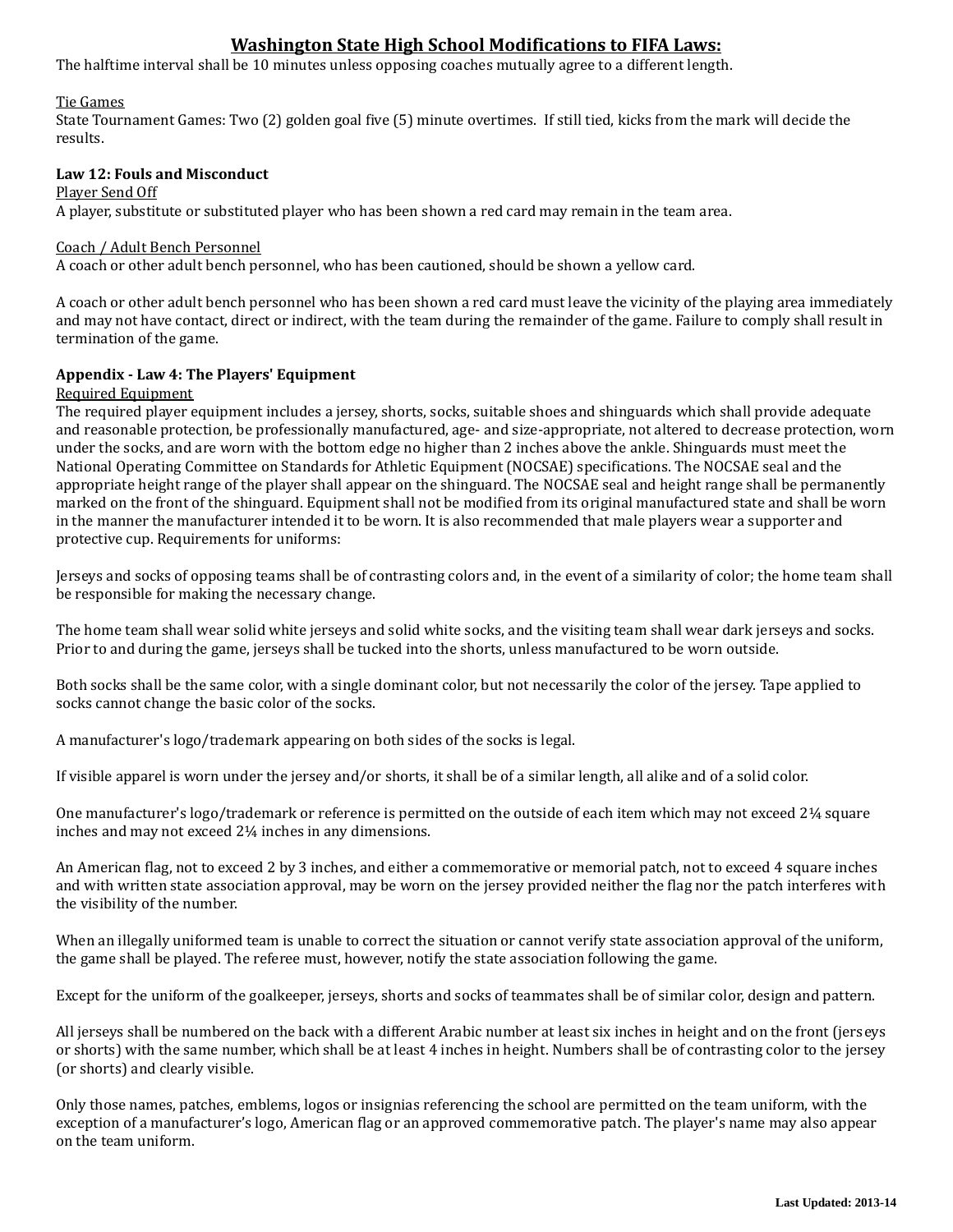## Washington State High School Modifications to FIFA Laws:

The halftime interval shall be 10 minutes unless opposing coaches mutually agree to a different length.

Tie Games

State Tournament Games: Two (2) golden goal five (5) minute overtimes. If still tied, kicks from the mark will decide the results.

**Law 12: Fouls and Misconduct**

Player Send Off

A player, substitute or substituted player who has been shown a red card may remain in the team area.

Coach / Adult Bench Personnel

A coach or other adult bench personnel, who has been cautioned, should be shown a yellow card.

A coach or other adult bench personnel who has been shown a red card must leave the vicinity of the playing area immediately and may not have contact, direct or indirect, with the team during the remainder of the game. Failure to comply shall result in termination of the game.

**Appendix - Law 4: The Players' Equipment**

Required Equipment

The required player equipment includes a jersey, shorts, socks, suitable shoes and shinguards which shall provide adequate and reasonable protection, be professionally manufactured, age- and size-appropriate, not altered to decrease protection, worn under the socks, and are worn with the bottom edge no higher than 2 inches above the ankle. Shinguards must meet the National Operating Committee on Standards for Athletic Equipment (NOCSAE) specifications. The NOCSAE seal and the appropriate height range of the player shall appear on the shinguard. The NOCSAE seal and height range shall be permanently marked on the front of the shinguard. Equipment shall not be modified from its original manufactured state and shall be worn in the manner the manufacturer intended it to be worn. It is also recommended that male players wear a supporter and protective cup. Requirements for uniforms:

Jerseys and socks of opposing teams shall be of contrasting colors and, in the event of a similarity of color; the home team shall be responsible for making the necessary change.

The home team shall wear solid white jerseys and solid white socks, and the visiting team shall wear dark jerseys and socks. Prior to and during the game, jerseys shall be tucked into the shorts, unless manufactured to be worn outside.

Both socks shall be the same color, with a single dominant color, but not necessarily the color of the jersey. Tape applied to socks cannot change the basic color of the socks.

A manufacturer's logo/trademark appearing on both sides of the socks is legal.

If visible apparel is worn under the jersey and/or shorts, it shall be of a similar length, all alike and of a solid color.

One manufacturer's logo/trademark or reference is permitted on the outside of each item which may not exceed 2¼ square inches and may not exceed 2¼ inches in any dimensions.

An American flag, not to exceed 2 by 3 inches, and either a commemorative or memorial patch, not to exceed 4 square inches and with written state association approval, may be worn on the jersey provided neither the flag nor the patch interferes with the visibility of the number.

When an illegally uniformed team is unable to correct the situation or cannot verify state association approval of the uniform, the game shall be played. The referee must, however, notify the state association following the game.

Except for the uniform of the goalkeeper, jerseys, shorts and socks of teammates shall be of similar color, design and pattern.

All jerseys shall be numbered on the back with a different Arabic number at least six inches in height and on the front (jerseys or shorts) with the same number, which shall be at least 4 inches in height. Numbers shall be of contrasting color to the jersey (or shorts) and clearly visible.

Only those names, patches, emblems, logos or insignias referencing the school are permitted on the team uniform, with the exception of a manufacturer's logo, American flag or an approved commemorative patch. The player's name may also appear on the team uniform.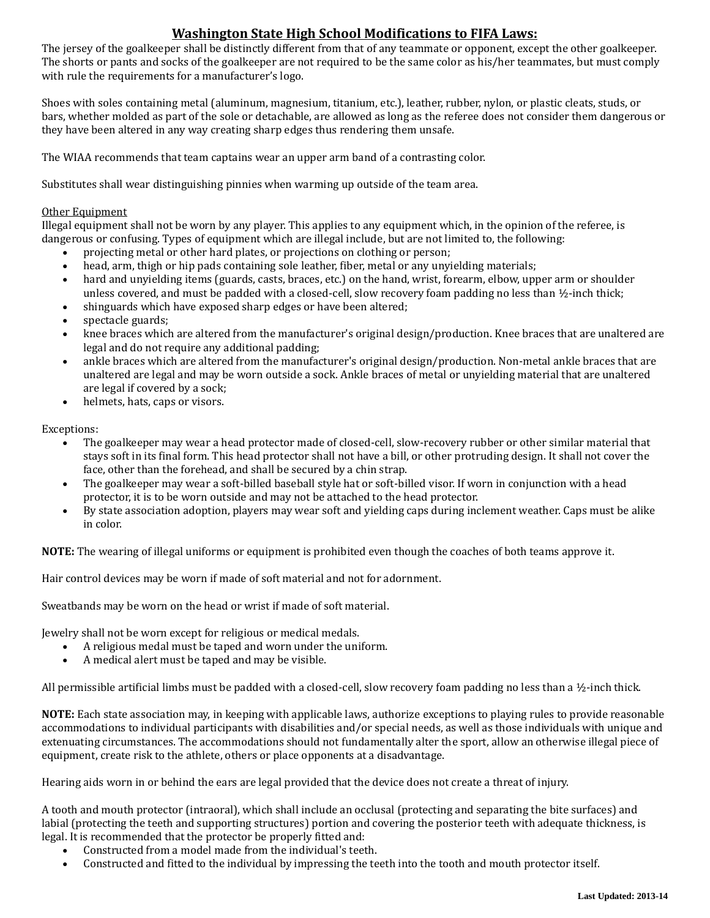## Washington State High School Modifications to FIFA Laws:

The jersey of the goalkeeper shall be distinctly different from that of any teammate or opponent, except the other goalkeeper. The shorts or pants and socks of the goalkeeper are not required to be the same color as his/her teammates, but must comply with rule the requirements for a manufacturer's logo.

Shoes with soles containing metal (aluminum, magnesium, titanium, etc.), leather, rubber, nylon, or plastic cleats, studs, or bars, whether molded as part of the sole or detachable, are allowed as long as the referee does not consider them dangerous or they have been altered in any way creating sharp edges thus rendering them unsafe.

The WIAA recommends that team captains wear an upper arm band of a contrasting color.

Substitutes shall wear distinguishing pinnies when warming up outside of the team area.

Other Equipment

Illegal equipment shall not be worn by any player. This applies to any equipment which, in the opinion of the referee, is dangerous or confusing. Types of equipment which are illegal include, but are not limited to, the following:

- projecting metal or other hard plates, or projections on clothing or person;
- head, arm, thigh or hip pads containing sole leather, fiber, metal or any unyielding materials;
- hard and unyielding items (guards, casts, braces, etc.) on the hand, wrist, forearm, elbow, upper arm or shoulder unless covered, and must be padded with a closed-cell, slow recovery foam padding no less than ½-inch thick;
- shinguards which have exposed sharp edges or have been altered;
- spectacle guards;
- knee braces which are altered from the manufacturer's original design/production. Knee braces that are unaltered are legal and do not require any additional padding;
- ankle braces which are altered from the manufacturer's original design/production. Non-metal ankle braces that are unaltered are legal and may be worn outside a sock. Ankle braces of metal or unyielding material that are unaltered are legal if covered by a sock;
- helmets, hats, caps or visors.

Exceptions:

- The goalkeeper may wear a head protector made of closed-cell, slow-recovery rubber or other similar material that stays soft in its final form. This head protector shall not have a bill, or other protruding design. It shall not cover the face, other than the forehead, and shall be secured by a chin strap.
- The goalkeeper may wear a soft-billed baseball style hat or soft-billed visor. If worn in conjunction with a head protector, it is to be worn outside and may not be attached to the head protector.
- By state association adoption, players may wear soft and yielding caps during inclement weather. Caps must be alike in color.

**NOTE:** The wearing of illegal uniforms or equipment is prohibited even though the coaches of both teams approve it.

Hair control devices may be worn if made of soft material and not for adornment.

Sweatbands may be worn on the head or wrist if made of soft material.

Jewelry shall not be worn except for religious or medical medals.

- A religious medal must be taped and worn under the uniform.
- A medical alert must be taped and may be visible.

All permissible artificial limbs must be padded with a closed-cell, slow recovery foam padding no less than a ½-inch thick.

**NOTE:** Each state association may, in keeping with applicable laws, authorize exceptions to playing rules to provide reasonable accommodations to individual participants with disabilities and/or special needs, as well as those individuals with unique and extenuating circumstances. The accommodations should not fundamentally alter the sport, allow an otherwise illegal piece of equipment, create risk to the athlete, others or place opponents at a disadvantage.

Hearing aids worn in or behind the ears are legal provided that the device does not create a threat of injury.

A tooth and mouth protector (intraoral), which shall include an occlusal (protecting and separating the bite surfaces) and labial (protecting the teeth and supporting structures) portion and covering the posterior teeth with adequate thickness, is legal. It is recommended that the protector be properly fitted and:

- Constructed from a model made from the individual's teeth.
- Constructed and fitted to the individual by impressing the teeth into the tooth and mouth protector itself.

**Last Updated: 2013-14**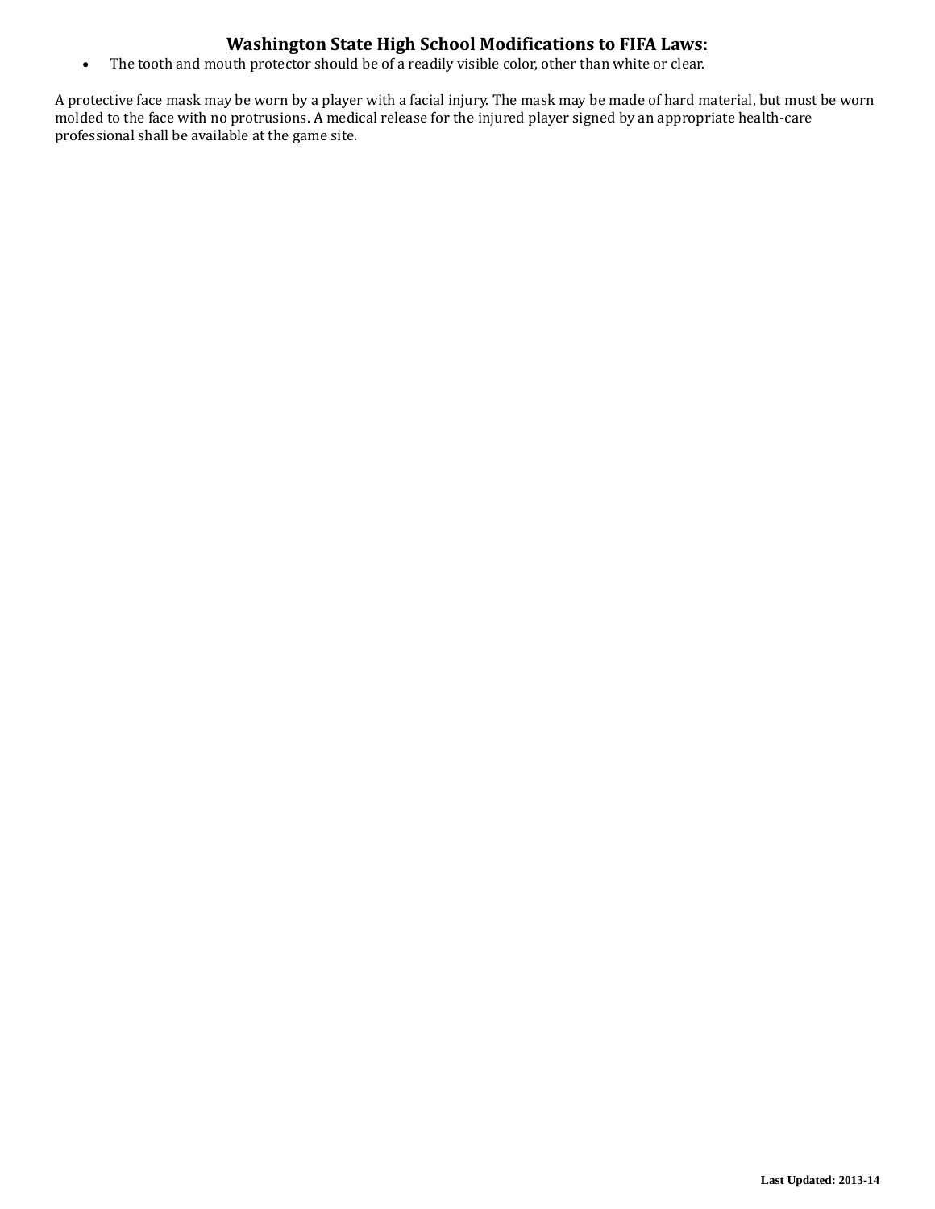## Washington State High School Modifications to FIFA Laws:

- The tooth and mouth protector should be of a readily visible color, other than white or clear.

A protective face mask may be worn by a player with a facial injury. The mask may be made of hard material, but must be worn molded to the face with no protrusions. A medical release for the injured player signed by an appropriate health-care professional shall be available at the game site.

**Last Updated: 2013-14**